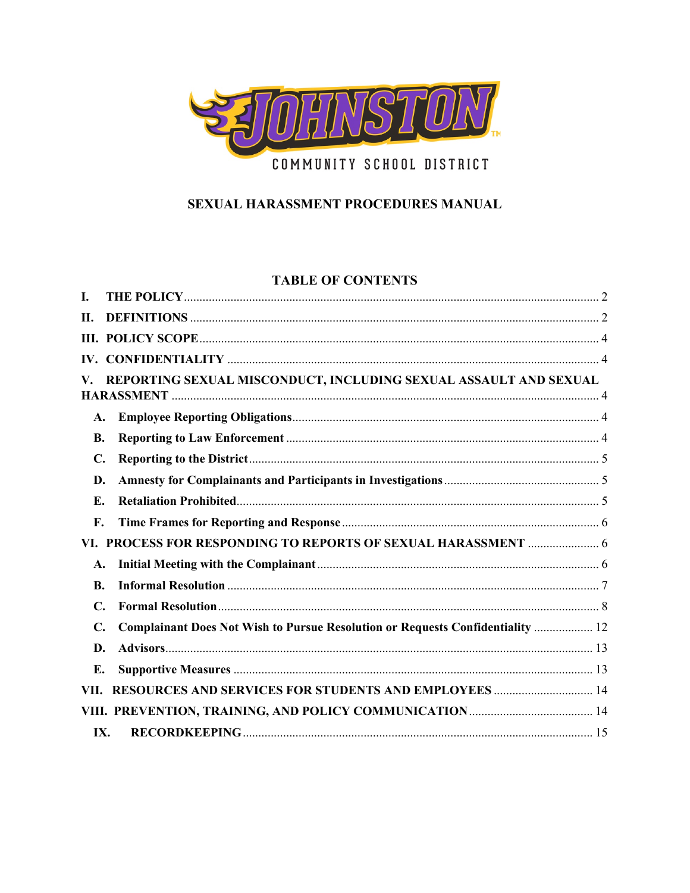JOHNSTON™

COMMUNITY SCHOOL DISTRICT

# SEXUAL HARASSMENT PROCEDURES MANUAL

## TABLE OF CONTENTS

**I. THE POLICY** ..... 2

**II. DEFINITIONS** ..... 2

**III. POLICY SCOPE** ..... 4

**IV. CONFIDENTIALITY** ..... 4

**V. REPORTING SEXUAL MISCONDUCT, INCLUDING SEXUAL ASSAULT AND SEXUAL HARASSMENT** ..... 4

- **A. Employee Reporting Obligations** ..... 4
- **B. Reporting to Law Enforcement** ..... 4
- **C. Reporting to the District** ..... 5
- **D. Amnesty for Complainants and Participants in Investigations** ..... 5
- **E. Retaliation Prohibited** ..... 5
- **F. Time Frames for Reporting and Response** ..... 6

**VI. PROCESS FOR RESPONDING TO REPORTS OF SEXUAL HARASSMENT** ..... 6

- **A. Initial Meeting with the Complainant** ..... 6
- **B. Informal Resolution** ..... 7
- **C. Formal Resolution** ..... 8
- **C. Complainant Does Not Wish to Pursue Resolution or Requests Confidentiality** ..... 12
- **D. Advisors** ..... 13
- **E. Supportive Measures** ..... 13

**VII. RESOURCES AND SERVICES FOR STUDENTS AND EMPLOYEES** ..... 14

**VIII. PREVENTION, TRAINING, AND POLICY COMMUNICATION** ..... 14

**IX. RECORDKEEPING** ..... 15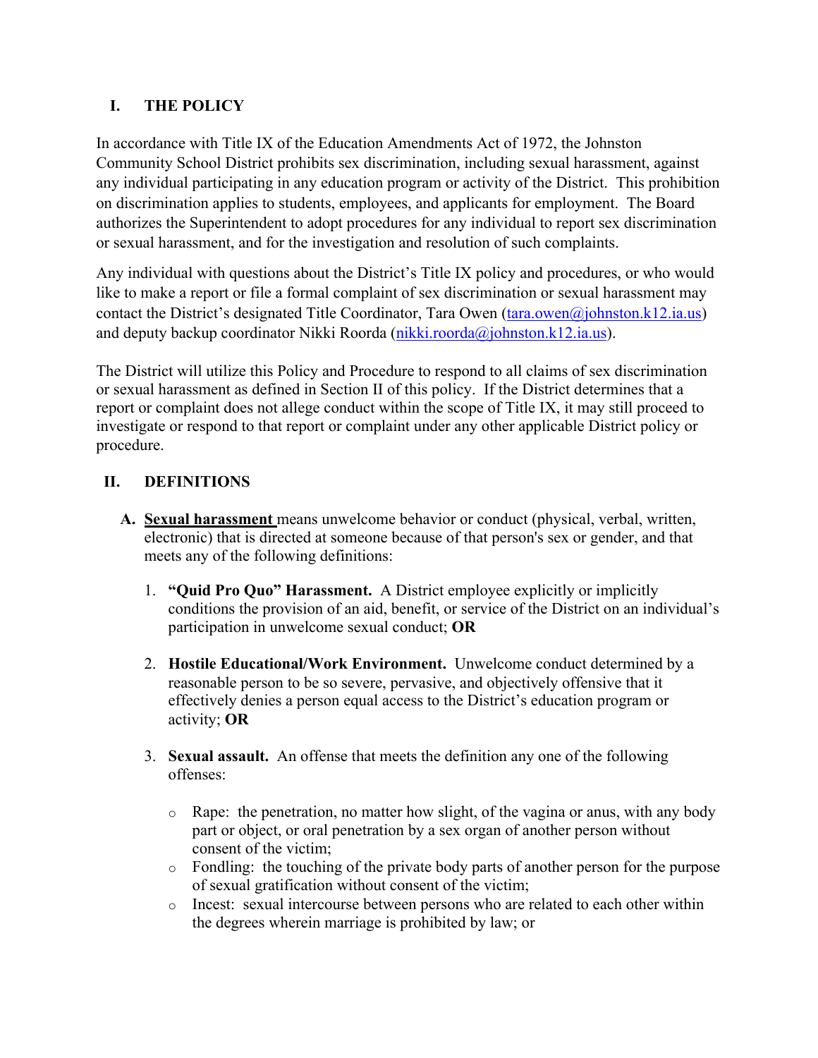## I. THE POLICY

In accordance with Title IX of the Education Amendments Act of 1972, the Johnston Community School District prohibits sex discrimination, including sexual harassment, against any individual participating in any education program or activity of the District. This prohibition on discrimination applies to students, employees, and applicants for employment. The Board authorizes the Superintendent to adopt procedures for any individual to report sex discrimination or sexual harassment, and for the investigation and resolution of such complaints.

Any individual with questions about the District's Title IX policy and procedures, or who would like to make a report or file a formal complaint of sex discrimination or sexual harassment may contact the District's designated Title Coordinator, Tara Owen (tara.owen@johnston.k12.ia.us) and deputy backup coordinator Nikki Roorda (nikki.roorda@johnston.k12.ia.us).

The District will utilize this Policy and Procedure to respond to all claims of sex discrimination or sexual harassment as defined in Section II of this policy. If the District determines that a report or complaint does not allege conduct within the scope of Title IX, it may still proceed to investigate or respond to that report or complaint under any other applicable District policy or procedure.

## II. DEFINITIONS

**A. <u>Sexual harassment</u>** means unwelcome behavior or conduct (physical, verbal, written, electronic) that is directed at someone because of that person's sex or gender, and that meets any of the following definitions:

1. **"Quid Pro Quo" Harassment.** A District employee explicitly or implicitly conditions the provision of an aid, benefit, or service of the District on an individual's participation in unwelcome sexual conduct; **OR**

2. **Hostile Educational/Work Environment.** Unwelcome conduct determined by a reasonable person to be so severe, pervasive, and objectively offensive that it effectively denies a person equal access to the District's education program or activity; **OR**

3. **Sexual assault.** An offense that meets the definition any one of the following offenses:

   - Rape: the penetration, no matter how slight, of the vagina or anus, with any body part or object, or oral penetration by a sex organ of another person without consent of the victim;
   - Fondling: the touching of the private body parts of another person for the purpose of sexual gratification without consent of the victim;
   - Incest: sexual intercourse between persons who are related to each other within the degrees wherein marriage is prohibited by law; or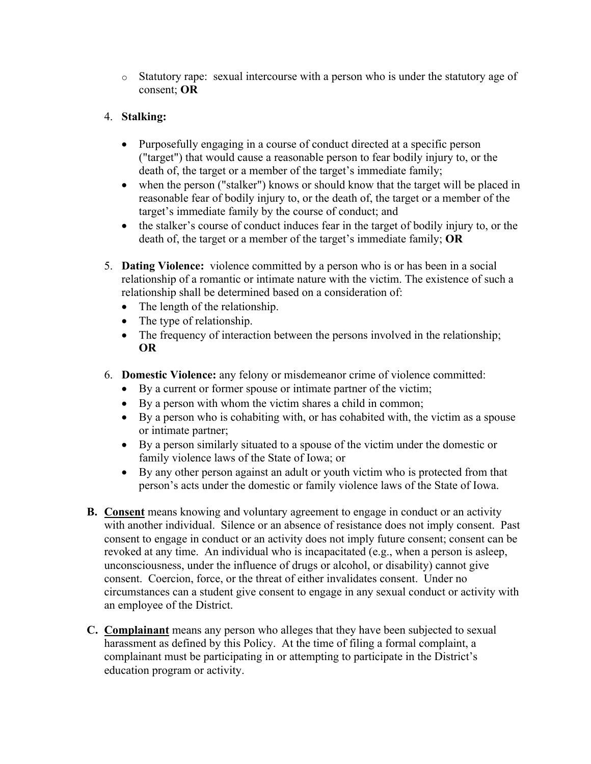- Statutory rape: sexual intercourse with a person who is under the statutory age of consent; **OR**

4. **Stalking:**

   - Purposefully engaging in a course of conduct directed at a specific person ("target") that would cause a reasonable person to fear bodily injury to, or the death of, the target or a member of the target's immediate family;
   - when the person ("stalker") knows or should know that the target will be placed in reasonable fear of bodily injury to, or the death of, the target or a member of the target's immediate family by the course of conduct; and
   - the stalker's course of conduct induces fear in the target of bodily injury to, or the death of, the target or a member of the target's immediate family; **OR**

5. **Dating Violence:** violence committed by a person who is or has been in a social relationship of a romantic or intimate nature with the victim. The existence of such a relationship shall be determined based on a consideration of:
   - The length of the relationship.
   - The type of relationship.
   - The frequency of interaction between the persons involved in the relationship; **OR**

6. **Domestic Violence:** any felony or misdemeanor crime of violence committed:
   - By a current or former spouse or intimate partner of the victim;
   - By a person with whom the victim shares a child in common;
   - By a person who is cohabiting with, or has cohabited with, the victim as a spouse or intimate partner;
   - By a person similarly situated to a spouse of the victim under the domestic or family violence laws of the State of Iowa; or
   - By any other person against an adult or youth victim who is protected from that person's acts under the domestic or family violence laws of the State of Iowa.

**B. <u>Consent</u>** means knowing and voluntary agreement to engage in conduct or an activity with another individual. Silence or an absence of resistance does not imply consent. Past consent to engage in conduct or an activity does not imply future consent; consent can be revoked at any time. An individual who is incapacitated (e.g., when a person is asleep, unconsciousness, under the influence of drugs or alcohol, or disability) cannot give consent. Coercion, force, or the threat of either invalidates consent. Under no circumstances can a student give consent to engage in any sexual conduct or activity with an employee of the District.

**C. <u>Complainant</u>** means any person who alleges that they have been subjected to sexual harassment as defined by this Policy. At the time of filing a formal complaint, a complainant must be participating in or attempting to participate in the District's education program or activity.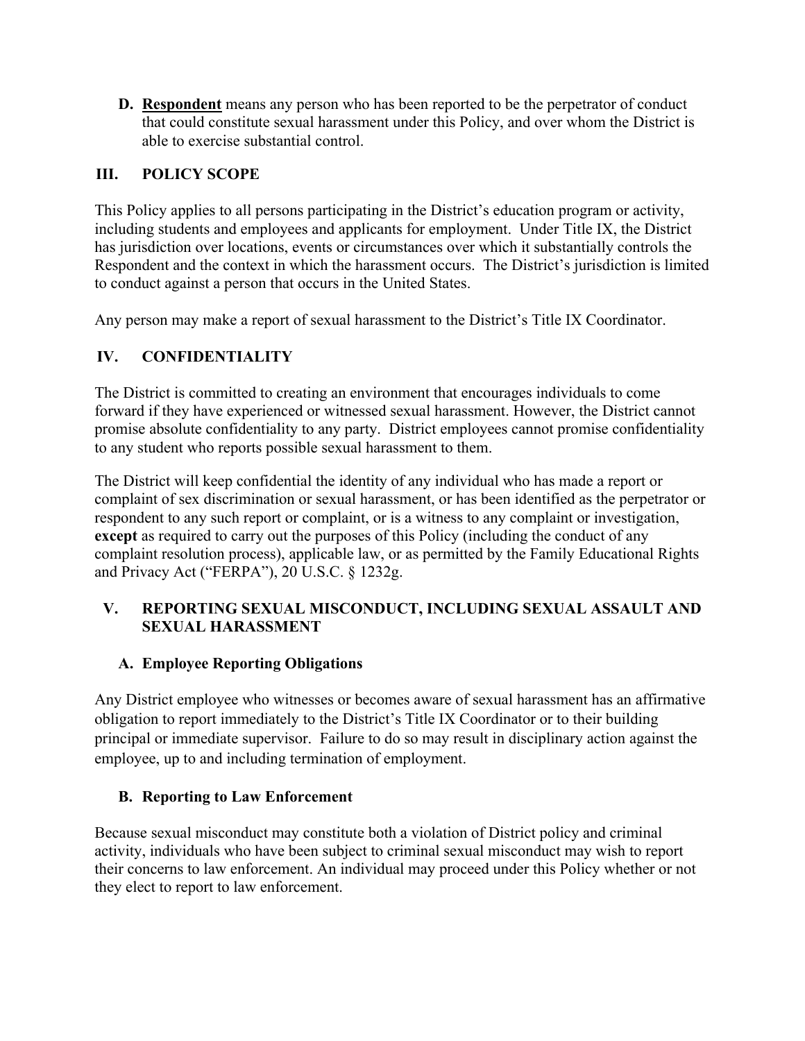**D. Respondent** means any person who has been reported to be the perpetrator of conduct that could constitute sexual harassment under this Policy, and over whom the District is able to exercise substantial control.

## III. POLICY SCOPE

This Policy applies to all persons participating in the District's education program or activity, including students and employees and applicants for employment. Under Title IX, the District has jurisdiction over locations, events or circumstances over which it substantially controls the Respondent and the context in which the harassment occurs. The District's jurisdiction is limited to conduct against a person that occurs in the United States.

Any person may make a report of sexual harassment to the District's Title IX Coordinator.

## IV. CONFIDENTIALITY

The District is committed to creating an environment that encourages individuals to come forward if they have experienced or witnessed sexual harassment. However, the District cannot promise absolute confidentiality to any party. District employees cannot promise confidentiality to any student who reports possible sexual harassment to them.

The District will keep confidential the identity of any individual who has made a report or complaint of sex discrimination or sexual harassment, or has been identified as the perpetrator or respondent to any such report or complaint, or is a witness to any complaint or investigation, **except** as required to carry out the purposes of this Policy (including the conduct of any complaint resolution process), applicable law, or as permitted by the Family Educational Rights and Privacy Act ("FERPA"), 20 U.S.C. § 1232g.

## V. REPORTING SEXUAL MISCONDUCT, INCLUDING SEXUAL ASSAULT AND SEXUAL HARASSMENT

### A. Employee Reporting Obligations

Any District employee who witnesses or becomes aware of sexual harassment has an affirmative obligation to report immediately to the District's Title IX Coordinator or to their building principal or immediate supervisor. Failure to do so may result in disciplinary action against the employee, up to and including termination of employment.

### B. Reporting to Law Enforcement

Because sexual misconduct may constitute both a violation of District policy and criminal activity, individuals who have been subject to criminal sexual misconduct may wish to report their concerns to law enforcement. An individual may proceed under this Policy whether or not they elect to report to law enforcement.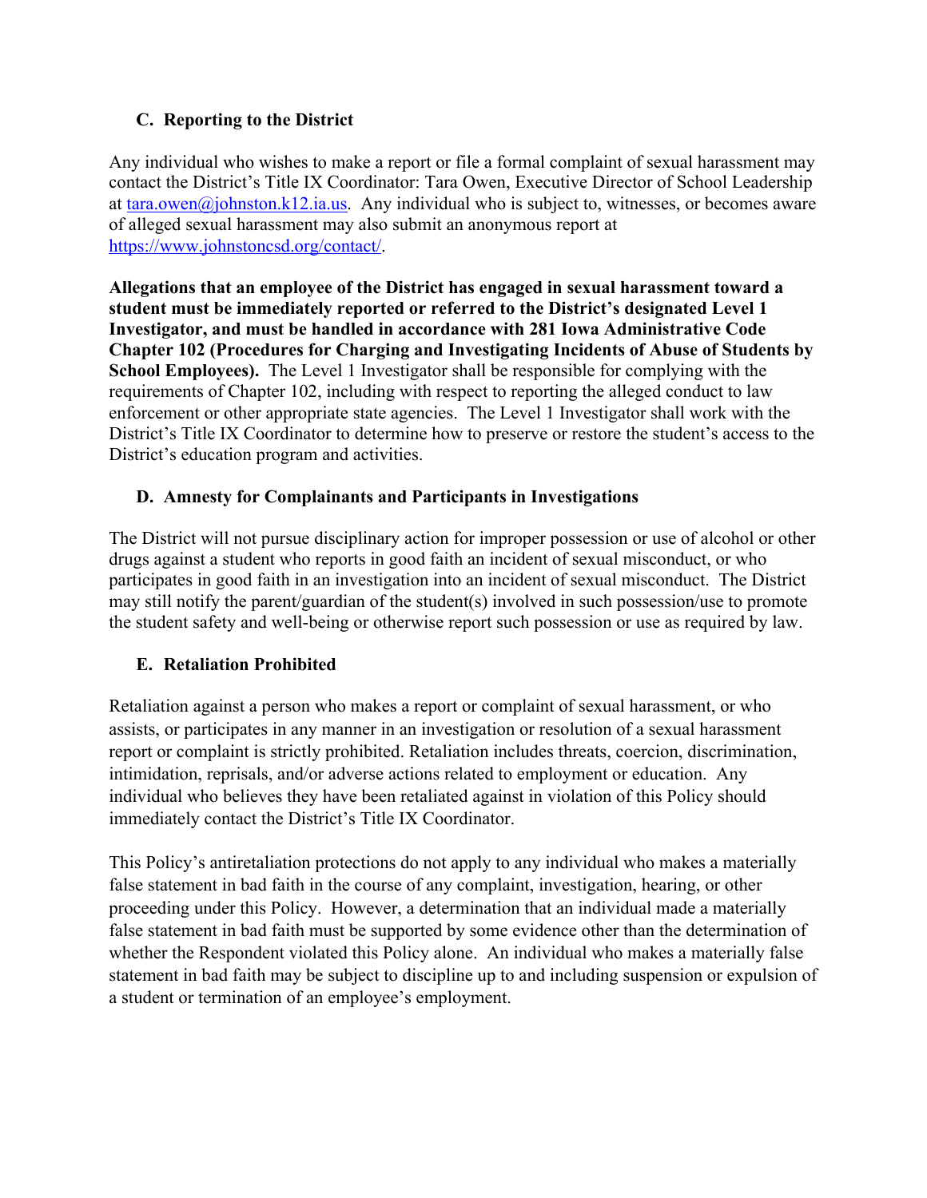### C. Reporting to the District

Any individual who wishes to make a report or file a formal complaint of sexual harassment may contact the District's Title IX Coordinator: Tara Owen, Executive Director of School Leadership at tara.owen@johnston.k12.ia.us. Any individual who is subject to, witnesses, or becomes aware of alleged sexual harassment may also submit an anonymous report at https://www.johnstoncsd.org/contact/.

**Allegations that an employee of the District has engaged in sexual harassment toward a student must be immediately reported or referred to the District's designated Level 1 Investigator, and must be handled in accordance with 281 Iowa Administrative Code Chapter 102 (Procedures for Charging and Investigating Incidents of Abuse of Students by School Employees).** The Level 1 Investigator shall be responsible for complying with the requirements of Chapter 102, including with respect to reporting the alleged conduct to law enforcement or other appropriate state agencies. The Level 1 Investigator shall work with the District's Title IX Coordinator to determine how to preserve or restore the student's access to the District's education program and activities.

### D. Amnesty for Complainants and Participants in Investigations

The District will not pursue disciplinary action for improper possession or use of alcohol or other drugs against a student who reports in good faith an incident of sexual misconduct, or who participates in good faith in an investigation into an incident of sexual misconduct. The District may still notify the parent/guardian of the student(s) involved in such possession/use to promote the student safety and well-being or otherwise report such possession or use as required by law.

### E. Retaliation Prohibited

Retaliation against a person who makes a report or complaint of sexual harassment, or who assists, or participates in any manner in an investigation or resolution of a sexual harassment report or complaint is strictly prohibited. Retaliation includes threats, coercion, discrimination, intimidation, reprisals, and/or adverse actions related to employment or education. Any individual who believes they have been retaliated against in violation of this Policy should immediately contact the District's Title IX Coordinator.

This Policy's antiretaliation protections do not apply to any individual who makes a materially false statement in bad faith in the course of any complaint, investigation, hearing, or other proceeding under this Policy. However, a determination that an individual made a materially false statement in bad faith must be supported by some evidence other than the determination of whether the Respondent violated this Policy alone. An individual who makes a materially false statement in bad faith may be subject to discipline up to and including suspension or expulsion of a student or termination of an employee's employment.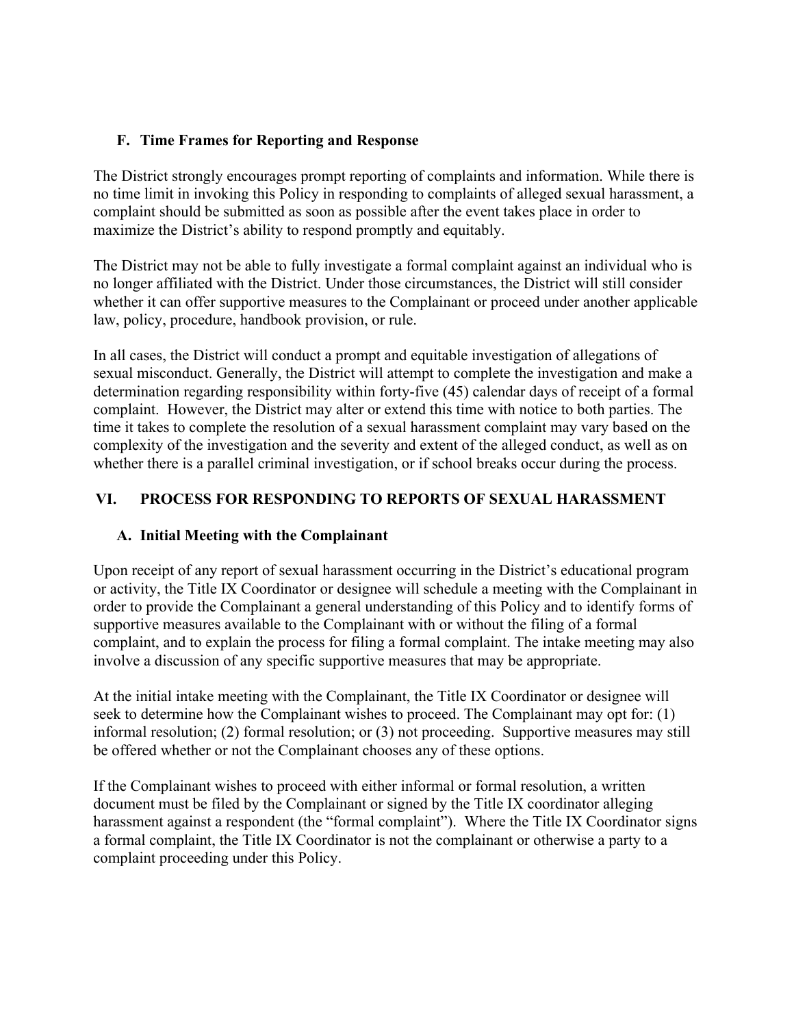### F. Time Frames for Reporting and Response

The District strongly encourages prompt reporting of complaints and information. While there is no time limit in invoking this Policy in responding to complaints of alleged sexual harassment, a complaint should be submitted as soon as possible after the event takes place in order to maximize the District's ability to respond promptly and equitably.

The District may not be able to fully investigate a formal complaint against an individual who is no longer affiliated with the District. Under those circumstances, the District will still consider whether it can offer supportive measures to the Complainant or proceed under another applicable law, policy, procedure, handbook provision, or rule.

In all cases, the District will conduct a prompt and equitable investigation of allegations of sexual misconduct. Generally, the District will attempt to complete the investigation and make a determination regarding responsibility within forty-five (45) calendar days of receipt of a formal complaint. However, the District may alter or extend this time with notice to both parties. The time it takes to complete the resolution of a sexual harassment complaint may vary based on the complexity of the investigation and the severity and extent of the alleged conduct, as well as on whether there is a parallel criminal investigation, or if school breaks occur during the process.

## VI. PROCESS FOR RESPONDING TO REPORTS OF SEXUAL HARASSMENT

### A. Initial Meeting with the Complainant

Upon receipt of any report of sexual harassment occurring in the District's educational program or activity, the Title IX Coordinator or designee will schedule a meeting with the Complainant in order to provide the Complainant a general understanding of this Policy and to identify forms of supportive measures available to the Complainant with or without the filing of a formal complaint, and to explain the process for filing a formal complaint. The intake meeting may also involve a discussion of any specific supportive measures that may be appropriate.

At the initial intake meeting with the Complainant, the Title IX Coordinator or designee will seek to determine how the Complainant wishes to proceed. The Complainant may opt for: (1) informal resolution; (2) formal resolution; or (3) not proceeding. Supportive measures may still be offered whether or not the Complainant chooses any of these options.

If the Complainant wishes to proceed with either informal or formal resolution, a written document must be filed by the Complainant or signed by the Title IX coordinator alleging harassment against a respondent (the "formal complaint"). Where the Title IX Coordinator signs a formal complaint, the Title IX Coordinator is not the complainant or otherwise a party to a complaint proceeding under this Policy.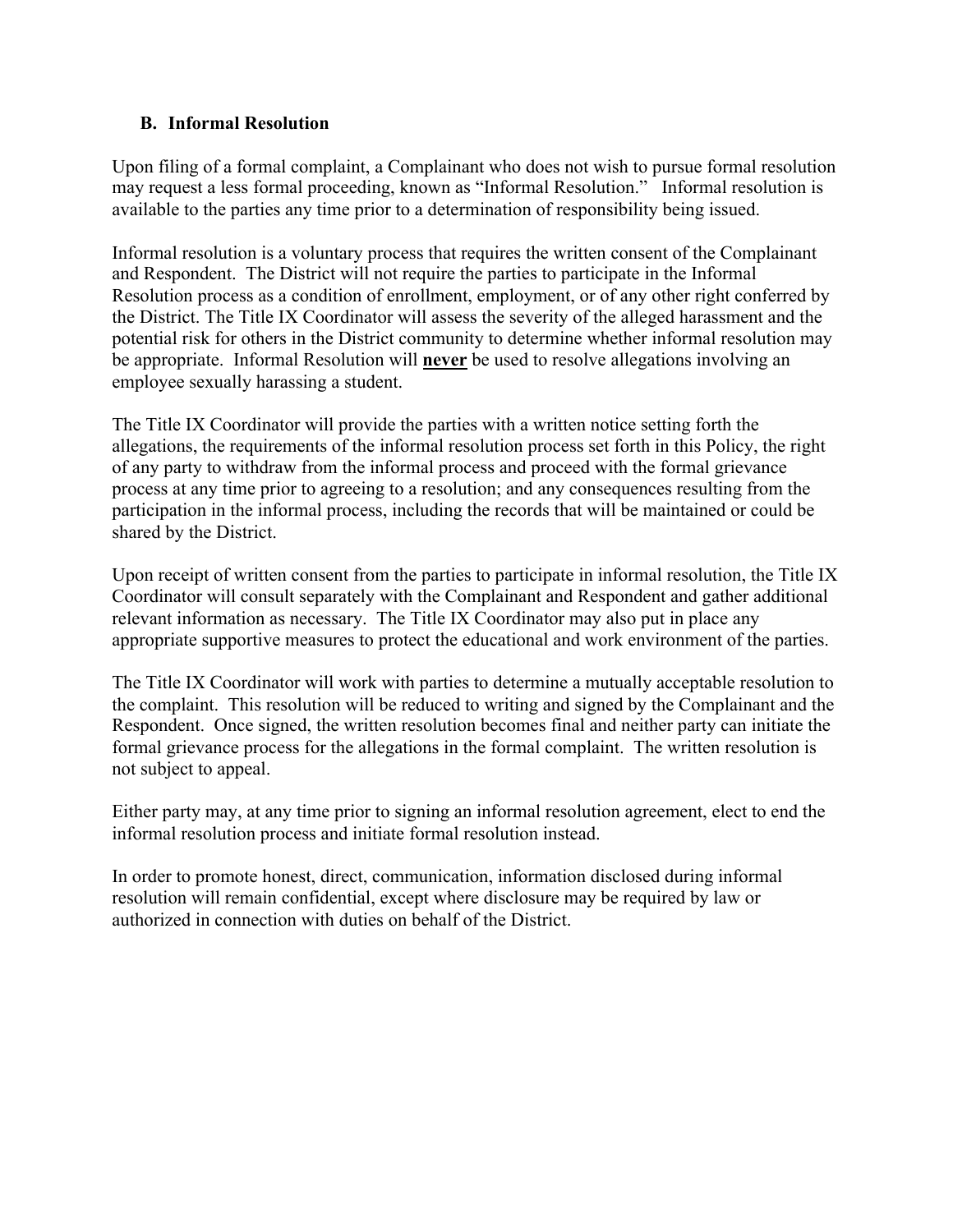### B. Informal Resolution

Upon filing of a formal complaint, a Complainant who does not wish to pursue formal resolution may request a less formal proceeding, known as "Informal Resolution." Informal resolution is available to the parties any time prior to a determination of responsibility being issued.

Informal resolution is a voluntary process that requires the written consent of the Complainant and Respondent. The District will not require the parties to participate in the Informal Resolution process as a condition of enrollment, employment, or of any other right conferred by the District. The Title IX Coordinator will assess the severity of the alleged harassment and the potential risk for others in the District community to determine whether informal resolution may be appropriate. Informal Resolution will **never** be used to resolve allegations involving an employee sexually harassing a student.

The Title IX Coordinator will provide the parties with a written notice setting forth the allegations, the requirements of the informal resolution process set forth in this Policy, the right of any party to withdraw from the informal process and proceed with the formal grievance process at any time prior to agreeing to a resolution; and any consequences resulting from the participation in the informal process, including the records that will be maintained or could be shared by the District.

Upon receipt of written consent from the parties to participate in informal resolution, the Title IX Coordinator will consult separately with the Complainant and Respondent and gather additional relevant information as necessary. The Title IX Coordinator may also put in place any appropriate supportive measures to protect the educational and work environment of the parties.

The Title IX Coordinator will work with parties to determine a mutually acceptable resolution to the complaint. This resolution will be reduced to writing and signed by the Complainant and the Respondent. Once signed, the written resolution becomes final and neither party can initiate the formal grievance process for the allegations in the formal complaint. The written resolution is not subject to appeal.

Either party may, at any time prior to signing an informal resolution agreement, elect to end the informal resolution process and initiate formal resolution instead.

In order to promote honest, direct, communication, information disclosed during informal resolution will remain confidential, except where disclosure may be required by law or authorized in connection with duties on behalf of the District.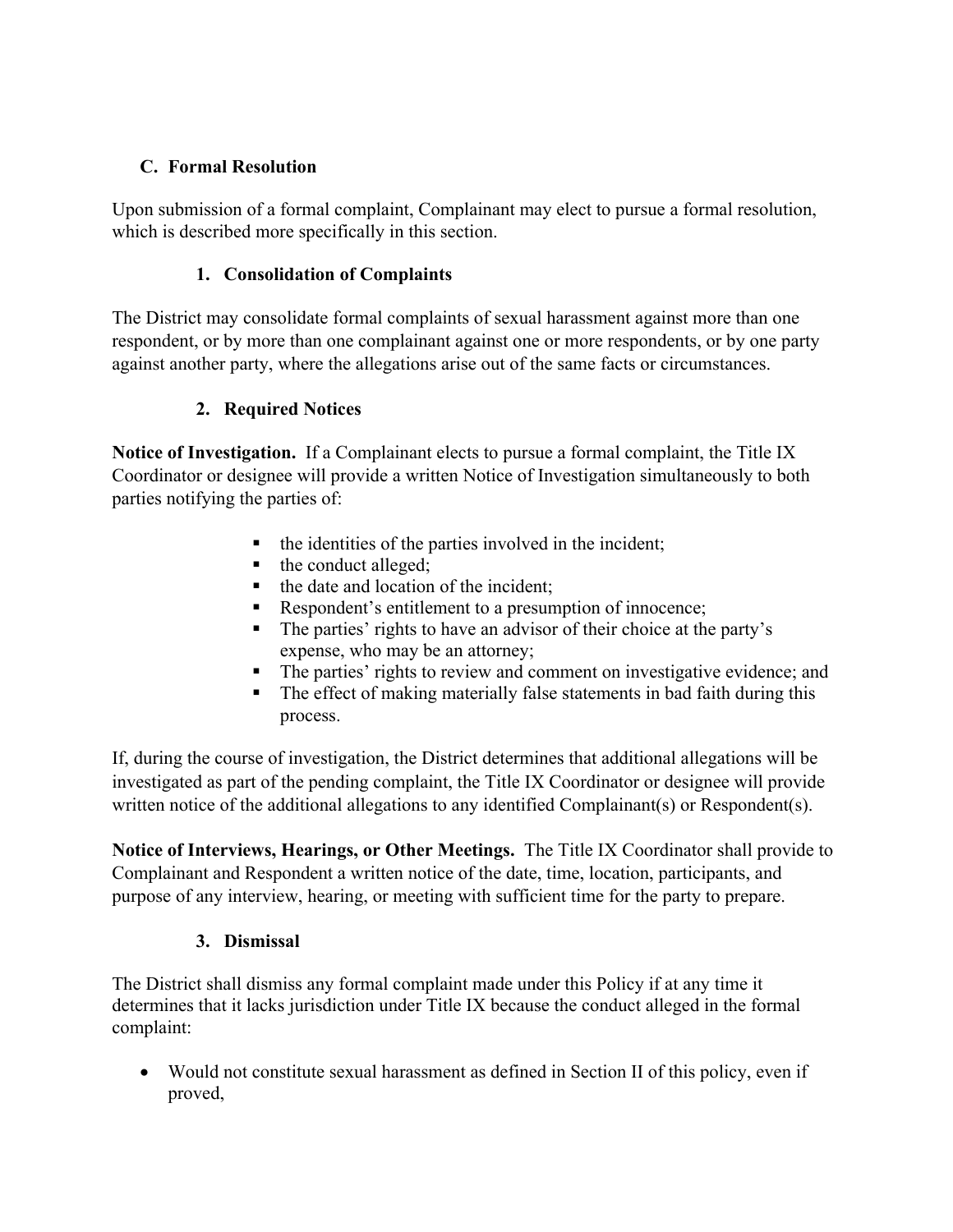### C. Formal Resolution

Upon submission of a formal complaint, Complainant may elect to pursue a formal resolution, which is described more specifically in this section.

#### 1. Consolidation of Complaints

The District may consolidate formal complaints of sexual harassment against more than one respondent, or by more than one complainant against one or more respondents, or by one party against another party, where the allegations arise out of the same facts or circumstances.

#### 2. Required Notices

**Notice of Investigation.** If a Complainant elects to pursue a formal complaint, the Title IX Coordinator or designee will provide a written Notice of Investigation simultaneously to both parties notifying the parties of:

- the identities of the parties involved in the incident;
- the conduct alleged;
- the date and location of the incident;
- Respondent's entitlement to a presumption of innocence;
- The parties' rights to have an advisor of their choice at the party's expense, who may be an attorney;
- The parties' rights to review and comment on investigative evidence; and
- The effect of making materially false statements in bad faith during this process.

If, during the course of investigation, the District determines that additional allegations will be investigated as part of the pending complaint, the Title IX Coordinator or designee will provide written notice of the additional allegations to any identified Complainant(s) or Respondent(s).

**Notice of Interviews, Hearings, or Other Meetings.** The Title IX Coordinator shall provide to Complainant and Respondent a written notice of the date, time, location, participants, and purpose of any interview, hearing, or meeting with sufficient time for the party to prepare.

#### 3. Dismissal

The District shall dismiss any formal complaint made under this Policy if at any time it determines that it lacks jurisdiction under Title IX because the conduct alleged in the formal complaint:

- Would not constitute sexual harassment as defined in Section II of this policy, even if proved,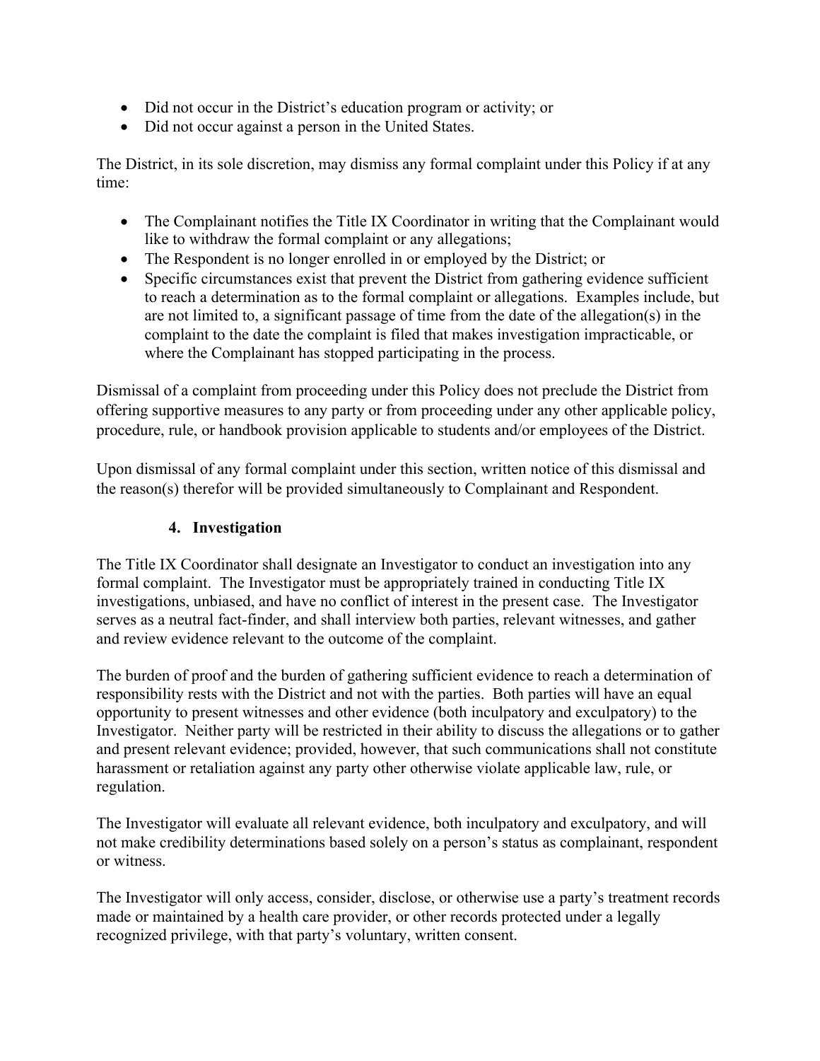- Did not occur in the District's education program or activity; or
- Did not occur against a person in the United States.

The District, in its sole discretion, may dismiss any formal complaint under this Policy if at any time:

- The Complainant notifies the Title IX Coordinator in writing that the Complainant would like to withdraw the formal complaint or any allegations;
- The Respondent is no longer enrolled in or employed by the District; or
- Specific circumstances exist that prevent the District from gathering evidence sufficient to reach a determination as to the formal complaint or allegations. Examples include, but are not limited to, a significant passage of time from the date of the allegation(s) in the complaint to the date the complaint is filed that makes investigation impracticable, or where the Complainant has stopped participating in the process.

Dismissal of a complaint from proceeding under this Policy does not preclude the District from offering supportive measures to any party or from proceeding under any other applicable policy, procedure, rule, or handbook provision applicable to students and/or employees of the District.

Upon dismissal of any formal complaint under this section, written notice of this dismissal and the reason(s) therefor will be provided simultaneously to Complainant and Respondent.

**4. Investigation**

The Title IX Coordinator shall designate an Investigator to conduct an investigation into any formal complaint. The Investigator must be appropriately trained in conducting Title IX investigations, unbiased, and have no conflict of interest in the present case. The Investigator serves as a neutral fact-finder, and shall interview both parties, relevant witnesses, and gather and review evidence relevant to the outcome of the complaint.

The burden of proof and the burden of gathering sufficient evidence to reach a determination of responsibility rests with the District and not with the parties. Both parties will have an equal opportunity to present witnesses and other evidence (both inculpatory and exculpatory) to the Investigator. Neither party will be restricted in their ability to discuss the allegations or to gather and present relevant evidence; provided, however, that such communications shall not constitute harassment or retaliation against any party other otherwise violate applicable law, rule, or regulation.

The Investigator will evaluate all relevant evidence, both inculpatory and exculpatory, and will not make credibility determinations based solely on a person's status as complainant, respondent or witness.

The Investigator will only access, consider, disclose, or otherwise use a party's treatment records made or maintained by a health care provider, or other records protected under a legally recognized privilege, with that party's voluntary, written consent.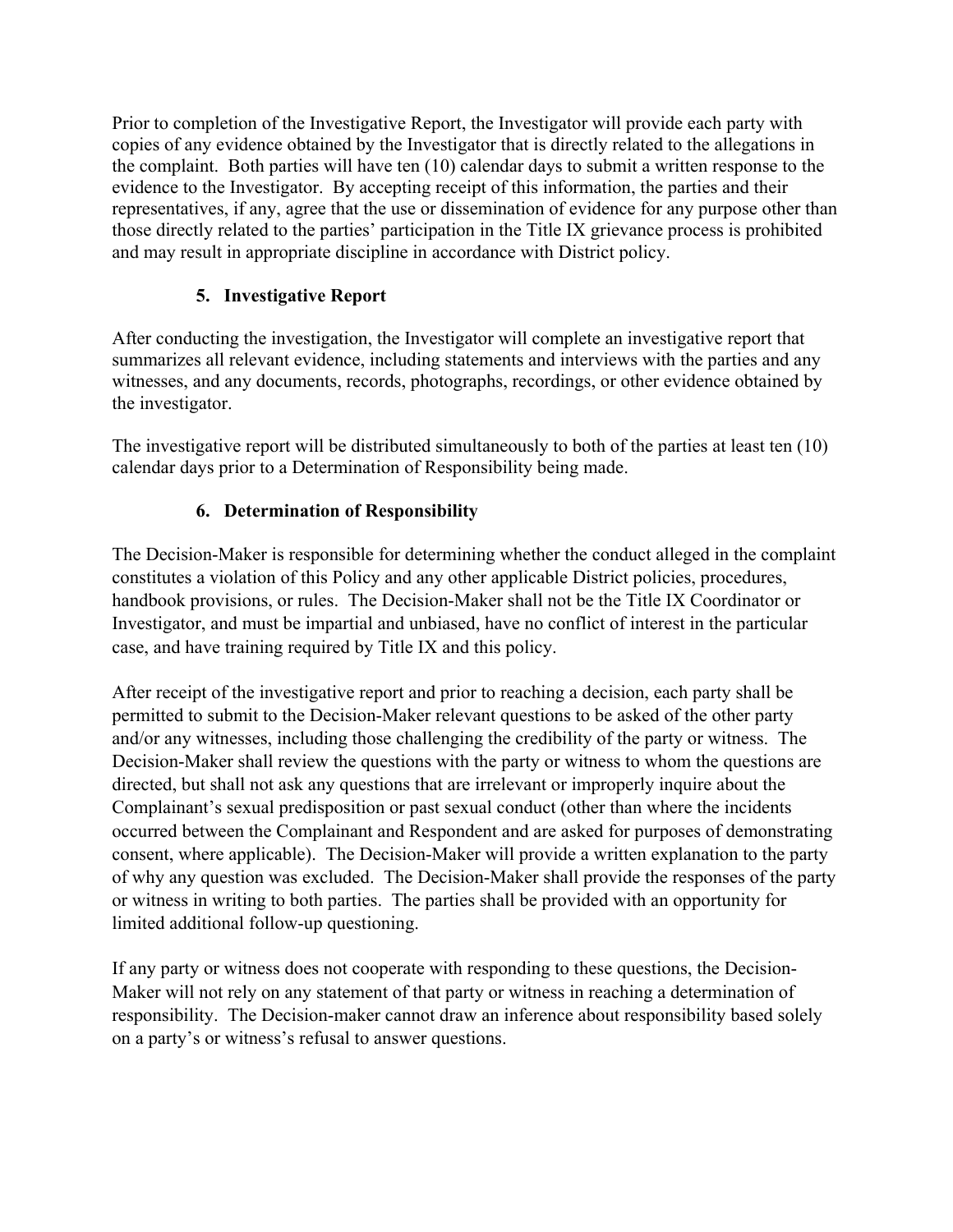Prior to completion of the Investigative Report, the Investigator will provide each party with copies of any evidence obtained by the Investigator that is directly related to the allegations in the complaint. Both parties will have ten (10) calendar days to submit a written response to the evidence to the Investigator. By accepting receipt of this information, the parties and their representatives, if any, agree that the use or dissemination of evidence for any purpose other than those directly related to the parties' participation in the Title IX grievance process is prohibited and may result in appropriate discipline in accordance with District policy.

### 5. Investigative Report

After conducting the investigation, the Investigator will complete an investigative report that summarizes all relevant evidence, including statements and interviews with the parties and any witnesses, and any documents, records, photographs, recordings, or other evidence obtained by the investigator.

The investigative report will be distributed simultaneously to both of the parties at least ten (10) calendar days prior to a Determination of Responsibility being made.

### 6. Determination of Responsibility

The Decision-Maker is responsible for determining whether the conduct alleged in the complaint constitutes a violation of this Policy and any other applicable District policies, procedures, handbook provisions, or rules. The Decision-Maker shall not be the Title IX Coordinator or Investigator, and must be impartial and unbiased, have no conflict of interest in the particular case, and have training required by Title IX and this policy.

After receipt of the investigative report and prior to reaching a decision, each party shall be permitted to submit to the Decision-Maker relevant questions to be asked of the other party and/or any witnesses, including those challenging the credibility of the party or witness. The Decision-Maker shall review the questions with the party or witness to whom the questions are directed, but shall not ask any questions that are irrelevant or improperly inquire about the Complainant's sexual predisposition or past sexual conduct (other than where the incidents occurred between the Complainant and Respondent and are asked for purposes of demonstrating consent, where applicable). The Decision-Maker will provide a written explanation to the party of why any question was excluded. The Decision-Maker shall provide the responses of the party or witness in writing to both parties. The parties shall be provided with an opportunity for limited additional follow-up questioning.

If any party or witness does not cooperate with responding to these questions, the Decision-Maker will not rely on any statement of that party or witness in reaching a determination of responsibility. The Decision-maker cannot draw an inference about responsibility based solely on a party's or witness's refusal to answer questions.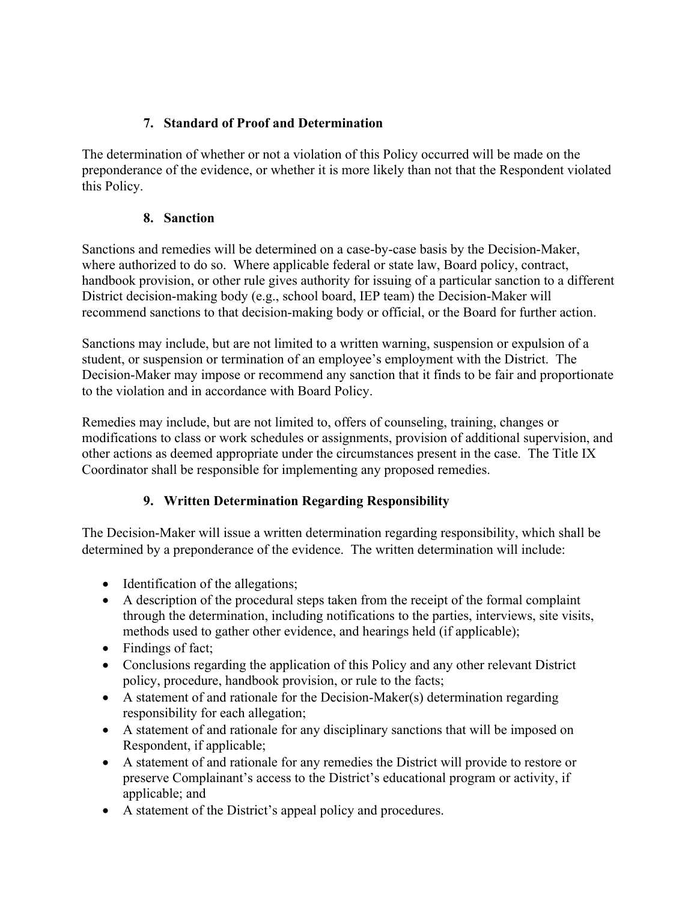### 7. Standard of Proof and Determination

The determination of whether or not a violation of this Policy occurred will be made on the preponderance of the evidence, or whether it is more likely than not that the Respondent violated this Policy.

### 8. Sanction

Sanctions and remedies will be determined on a case-by-case basis by the Decision-Maker, where authorized to do so. Where applicable federal or state law, Board policy, contract, handbook provision, or other rule gives authority for issuing of a particular sanction to a different District decision-making body (e.g., school board, IEP team) the Decision-Maker will recommend sanctions to that decision-making body or official, or the Board for further action.

Sanctions may include, but are not limited to a written warning, suspension or expulsion of a student, or suspension or termination of an employee's employment with the District. The Decision-Maker may impose or recommend any sanction that it finds to be fair and proportionate to the violation and in accordance with Board Policy.

Remedies may include, but are not limited to, offers of counseling, training, changes or modifications to class or work schedules or assignments, provision of additional supervision, and other actions as deemed appropriate under the circumstances present in the case. The Title IX Coordinator shall be responsible for implementing any proposed remedies.

### 9. Written Determination Regarding Responsibility

The Decision-Maker will issue a written determination regarding responsibility, which shall be determined by a preponderance of the evidence. The written determination will include:

- Identification of the allegations;
- A description of the procedural steps taken from the receipt of the formal complaint through the determination, including notifications to the parties, interviews, site visits, methods used to gather other evidence, and hearings held (if applicable);
- Findings of fact;
- Conclusions regarding the application of this Policy and any other relevant District policy, procedure, handbook provision, or rule to the facts;
- A statement of and rationale for the Decision-Maker(s) determination regarding responsibility for each allegation;
- A statement of and rationale for any disciplinary sanctions that will be imposed on Respondent, if applicable;
- A statement of and rationale for any remedies the District will provide to restore or preserve Complainant's access to the District's educational program or activity, if applicable; and
- A statement of the District's appeal policy and procedures.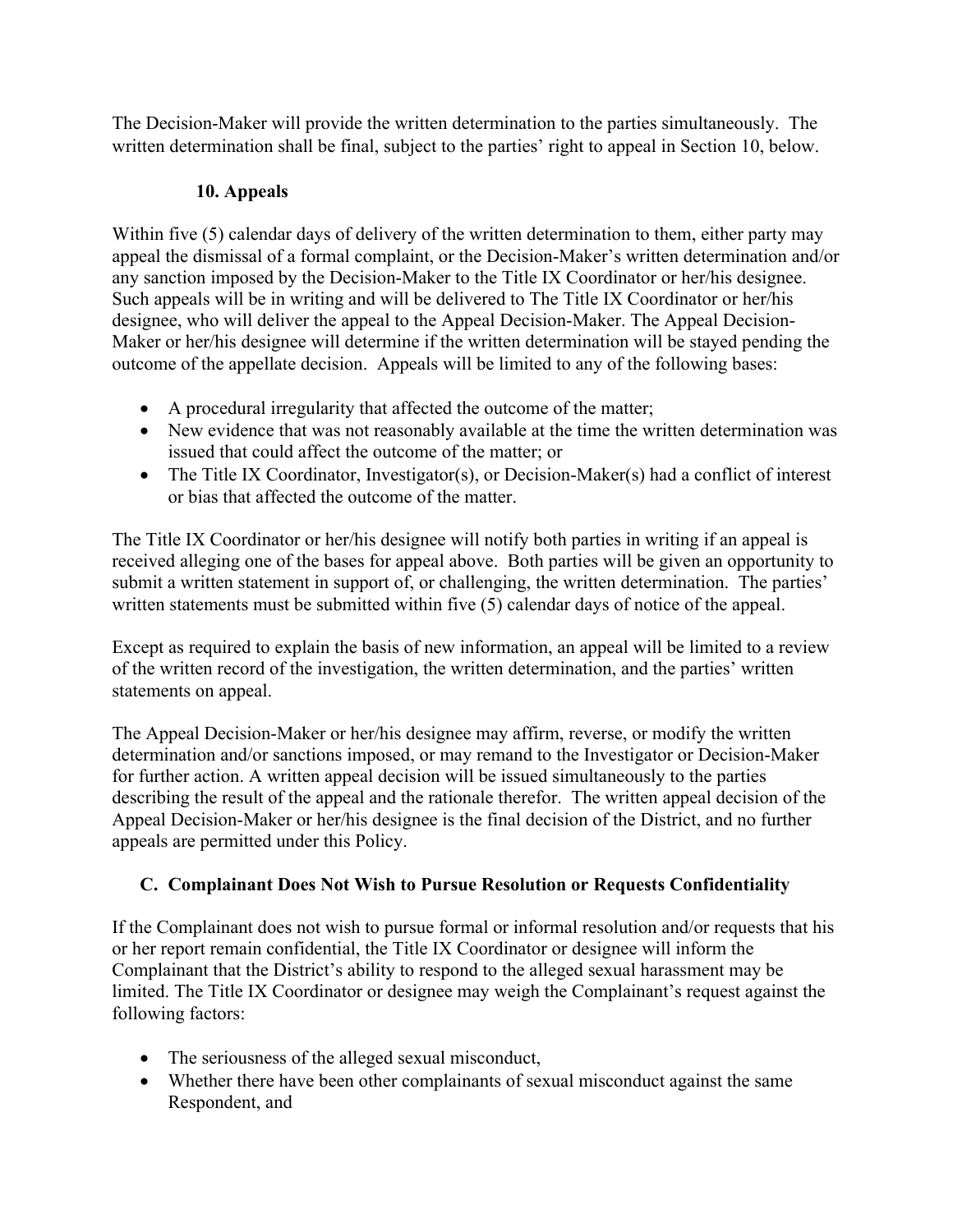The Decision-Maker will provide the written determination to the parties simultaneously. The written determination shall be final, subject to the parties' right to appeal in Section 10, below.

### 10. Appeals

Within five (5) calendar days of delivery of the written determination to them, either party may appeal the dismissal of a formal complaint, or the Decision-Maker's written determination and/or any sanction imposed by the Decision-Maker to the Title IX Coordinator or her/his designee. Such appeals will be in writing and will be delivered to The Title IX Coordinator or her/his designee, who will deliver the appeal to the Appeal Decision-Maker. The Appeal Decision-Maker or her/his designee will determine if the written determination will be stayed pending the outcome of the appellate decision. Appeals will be limited to any of the following bases:

- A procedural irregularity that affected the outcome of the matter;
- New evidence that was not reasonably available at the time the written determination was issued that could affect the outcome of the matter; or
- The Title IX Coordinator, Investigator(s), or Decision-Maker(s) had a conflict of interest or bias that affected the outcome of the matter.

The Title IX Coordinator or her/his designee will notify both parties in writing if an appeal is received alleging one of the bases for appeal above. Both parties will be given an opportunity to submit a written statement in support of, or challenging, the written determination. The parties' written statements must be submitted within five (5) calendar days of notice of the appeal.

Except as required to explain the basis of new information, an appeal will be limited to a review of the written record of the investigation, the written determination, and the parties' written statements on appeal.

The Appeal Decision-Maker or her/his designee may affirm, reverse, or modify the written determination and/or sanctions imposed, or may remand to the Investigator or Decision-Maker for further action. A written appeal decision will be issued simultaneously to the parties describing the result of the appeal and the rationale therefor. The written appeal decision of the Appeal Decision-Maker or her/his designee is the final decision of the District, and no further appeals are permitted under this Policy.

## C. Complainant Does Not Wish to Pursue Resolution or Requests Confidentiality

If the Complainant does not wish to pursue formal or informal resolution and/or requests that his or her report remain confidential, the Title IX Coordinator or designee will inform the Complainant that the District's ability to respond to the alleged sexual harassment may be limited. The Title IX Coordinator or designee may weigh the Complainant's request against the following factors:

- The seriousness of the alleged sexual misconduct,
- Whether there have been other complainants of sexual misconduct against the same Respondent, and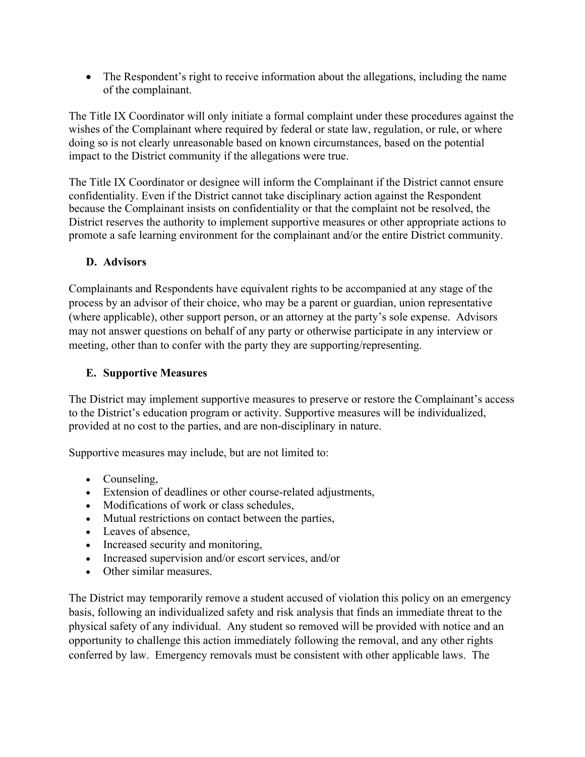- The Respondent's right to receive information about the allegations, including the name of the complainant.

The Title IX Coordinator will only initiate a formal complaint under these procedures against the wishes of the Complainant where required by federal or state law, regulation, or rule, or where doing so is not clearly unreasonable based on known circumstances, based on the potential impact to the District community if the allegations were true.

The Title IX Coordinator or designee will inform the Complainant if the District cannot ensure confidentiality. Even if the District cannot take disciplinary action against the Respondent because the Complainant insists on confidentiality or that the complaint not be resolved, the District reserves the authority to implement supportive measures or other appropriate actions to promote a safe learning environment for the complainant and/or the entire District community.

### D. Advisors

Complainants and Respondents have equivalent rights to be accompanied at any stage of the process by an advisor of their choice, who may be a parent or guardian, union representative (where applicable), other support person, or an attorney at the party's sole expense. Advisors may not answer questions on behalf of any party or otherwise participate in any interview or meeting, other than to confer with the party they are supporting/representing.

### E. Supportive Measures

The District may implement supportive measures to preserve or restore the Complainant's access to the District's education program or activity. Supportive measures will be individualized, provided at no cost to the parties, and are non-disciplinary in nature.

Supportive measures may include, but are not limited to:

- Counseling,
- Extension of deadlines or other course-related adjustments,
- Modifications of work or class schedules,
- Mutual restrictions on contact between the parties,
- Leaves of absence,
- Increased security and monitoring,
- Increased supervision and/or escort services, and/or
- Other similar measures.

The District may temporarily remove a student accused of violation this policy on an emergency basis, following an individualized safety and risk analysis that finds an immediate threat to the physical safety of any individual. Any student so removed will be provided with notice and an opportunity to challenge this action immediately following the removal, and any other rights conferred by law. Emergency removals must be consistent with other applicable laws. The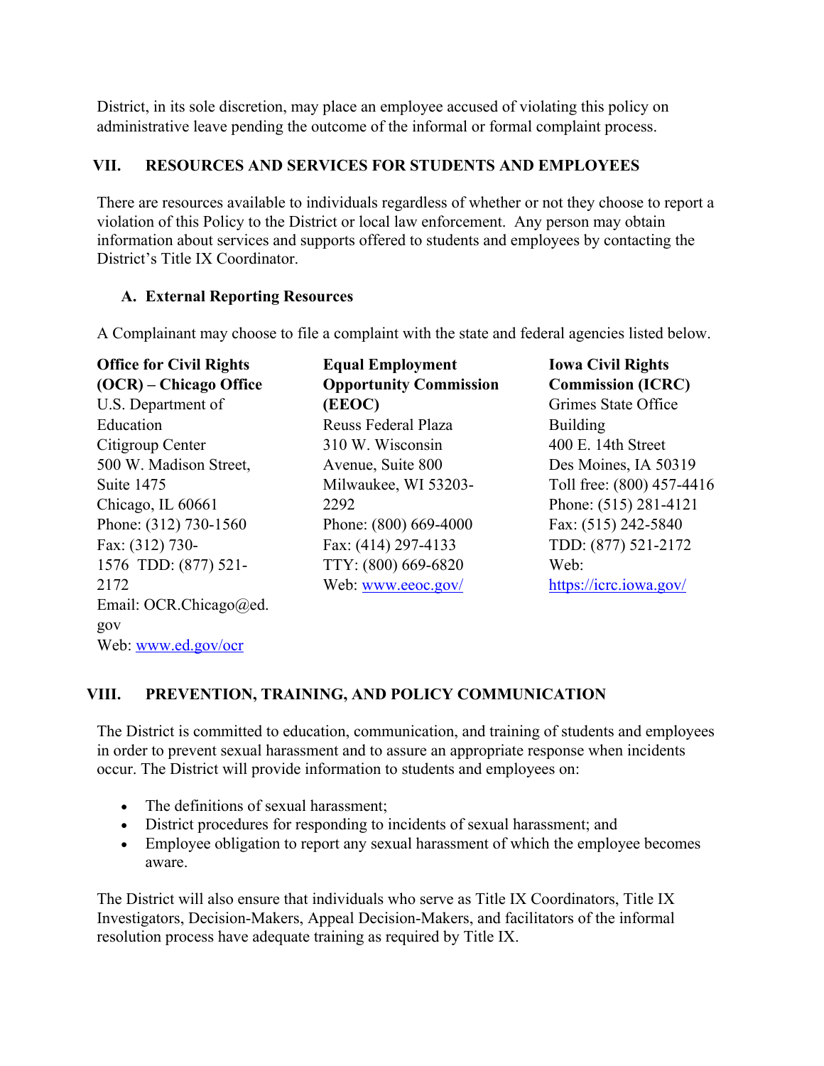District, in its sole discretion, may place an employee accused of violating this policy on administrative leave pending the outcome of the informal or formal complaint process.

## VII. RESOURCES AND SERVICES FOR STUDENTS AND EMPLOYEES

There are resources available to individuals regardless of whether or not they choose to report a violation of this Policy to the District or local law enforcement. Any person may obtain information about services and supports offered to students and employees by contacting the District's Title IX Coordinator.

### A. External Reporting Resources

A Complainant may choose to file a complaint with the state and federal agencies listed below.

**Office for Civil Rights (OCR) – Chicago Office**
U.S. Department of Education
Citigroup Center
500 W. Madison Street, Suite 1475
Chicago, IL 60661
Phone: (312) 730-1560
Fax: (312) 730-1576 TDD: (877) 521-2172
Email: OCR.Chicago@ed.gov
Web: www.ed.gov/ocr

**Equal Employment Opportunity Commission (EEOC)**
Reuss Federal Plaza
310 W. Wisconsin Avenue, Suite 800
Milwaukee, WI 53203-2292
Phone: (800) 669-4000
Fax: (414) 297-4133
TTY: (800) 669-6820
Web: www.eeoc.gov/

**Iowa Civil Rights Commission (ICRC)**
Grimes State Office Building
400 E. 14th Street
Des Moines, IA 50319
Toll free: (800) 457-4416
Phone: (515) 281-4121
Fax: (515) 242-5840
TDD: (877) 521-2172
Web: https://icrc.iowa.gov/

## VIII. PREVENTION, TRAINING, AND POLICY COMMUNICATION

The District is committed to education, communication, and training of students and employees in order to prevent sexual harassment and to assure an appropriate response when incidents occur. The District will provide information to students and employees on:

- The definitions of sexual harassment;
- District procedures for responding to incidents of sexual harassment; and
- Employee obligation to report any sexual harassment of which the employee becomes aware.

The District will also ensure that individuals who serve as Title IX Coordinators, Title IX Investigators, Decision-Makers, Appeal Decision-Makers, and facilitators of the informal resolution process have adequate training as required by Title IX.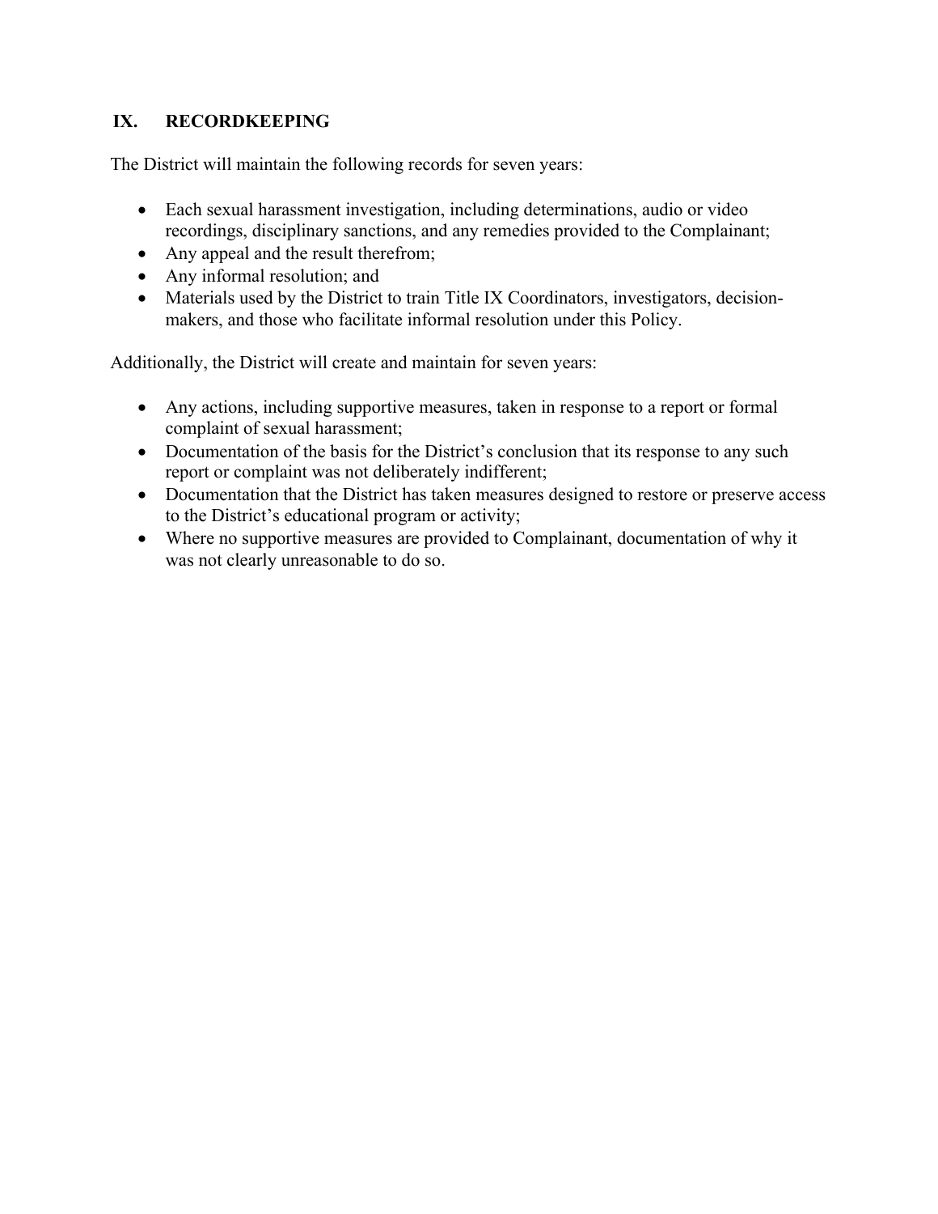## IX. RECORDKEEPING

The District will maintain the following records for seven years:

- Each sexual harassment investigation, including determinations, audio or video recordings, disciplinary sanctions, and any remedies provided to the Complainant;
- Any appeal and the result therefrom;
- Any informal resolution; and
- Materials used by the District to train Title IX Coordinators, investigators, decision-makers, and those who facilitate informal resolution under this Policy.

Additionally, the District will create and maintain for seven years:

- Any actions, including supportive measures, taken in response to a report or formal complaint of sexual harassment;
- Documentation of the basis for the District's conclusion that its response to any such report or complaint was not deliberately indifferent;
- Documentation that the District has taken measures designed to restore or preserve access to the District's educational program or activity;
- Where no supportive measures are provided to Complainant, documentation of why it was not clearly unreasonable to do so.